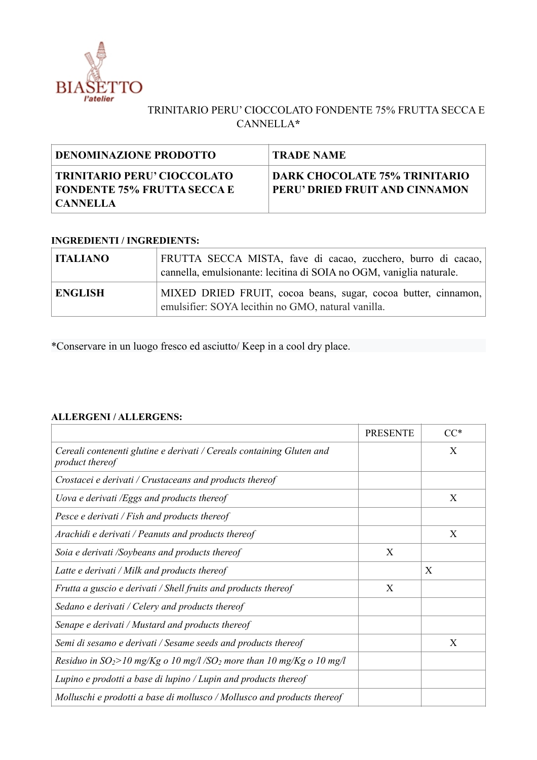BIASETTO
*l'atelier*

TRINITARIO PERU' CIOCCOLATO FONDENTE 75% FRUTTA SECCA E CANNELLA*

| DENOMINAZIONE PRODOTTO | TRADE NAME |
|---|---|
| **TRINITARIO PERU' CIOCCOLATO FONDENTE 75% FRUTTA SECCA E CANNELLA** | **DARK CHOCOLATE 75% TRINITARIO PERU' DRIED FRUIT AND CINNAMON** |

**INGREDIENTI / INGREDIENTS:**

| | |
|---|---|
| **ITALIANO** | FRUTTA SECCA MISTA, fave di cacao, zucchero, burro di cacao, cannella, emulsionante: lecitina di SOIA no OGM, vaniglia naturale. |
| **ENGLISH** | MIXED DRIED FRUIT, cocoa beans, sugar, cocoa butter, cinnamon, emulsifier: SOYA lecithin no GMO, natural vanilla. |

*Conservare in un luogo fresco ed asciutto/ Keep in a cool dry place.

**ALLERGENI / ALLERGENS:**

| | PRESENTE | CC* |
|---|---|---|
| *Cereali contenenti glutine e derivati / Cereals containing Gluten and product thereof* | | X |
| *Crostacei e derivati / Crustaceans and products thereof* | | |
| *Uova e derivati /Eggs and products thereof* | | X |
| *Pesce e derivati / Fish and products thereof* | | |
| *Arachidi e derivati / Peanuts and products thereof* | | X |
| *Soia e derivati /Soybeans and products thereof* | X | |
| *Latte e derivati / Milk and products thereof* | | X |
| *Frutta a guscio e derivati / Shell fruits and products thereof* | X | |
| *Sedano e derivati / Celery and products thereof* | | |
| *Senape e derivati / Mustard and products thereof* | | |
| *Semi di sesamo e derivati / Sesame seeds and products thereof* | | X |
| *Residuo in $SO_2$>10 mg/Kg o 10 mg/l /$SO_2$ more than 10 mg/Kg o 10 mg/l* | | |
| *Lupino e prodotti a base di lupino / Lupin and products thereof* | | |
| *Molluschi e prodotti a base di mollusco / Mollusco and products thereof* | | |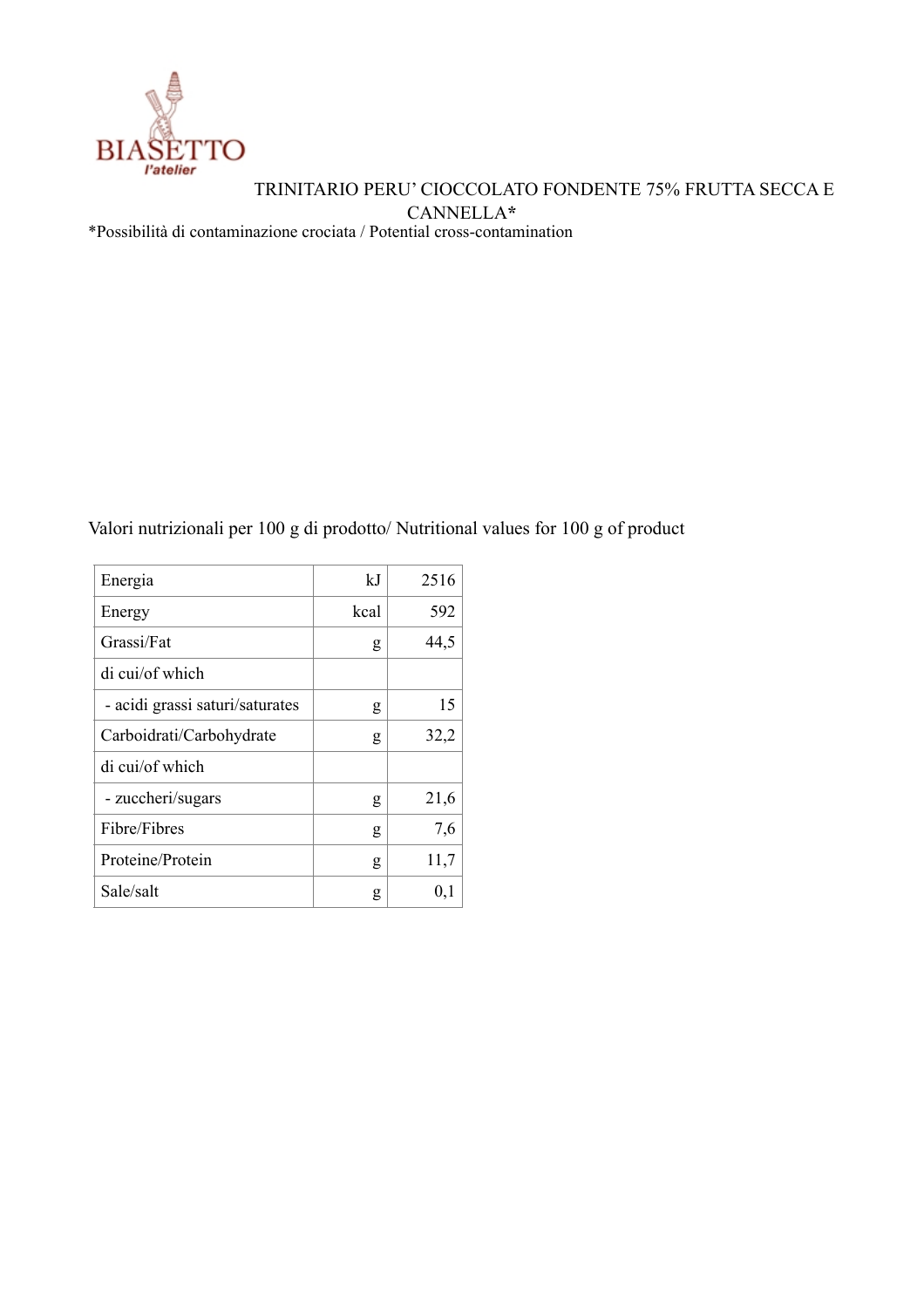BIASETTO
l'atelier

TRINITARIO PERU' CIOCCOLATO FONDENTE 75% FRUTTA SECCA E CANNELLA*

*Possibilità di contaminazione crociata / Potential cross-contamination

Valori nutrizionali per 100 g di prodotto/ Nutritional values for 100 g of product

| | | |
|---|---|---|
| Energia | kJ | 2516 |
| Energy | kcal | 592 |
| Grassi/Fat | g | 44,5 |
| di cui/of which | | |
| - acidi grassi saturi/saturates | g | 15 |
| Carboidrati/Carbohydrate | g | 32,2 |
| di cui/of which | | |
| - zuccheri/sugars | g | 21,6 |
| Fibre/Fibres | g | 7,6 |
| Proteine/Protein | g | 11,7 |
| Sale/salt | g | 0,1 |